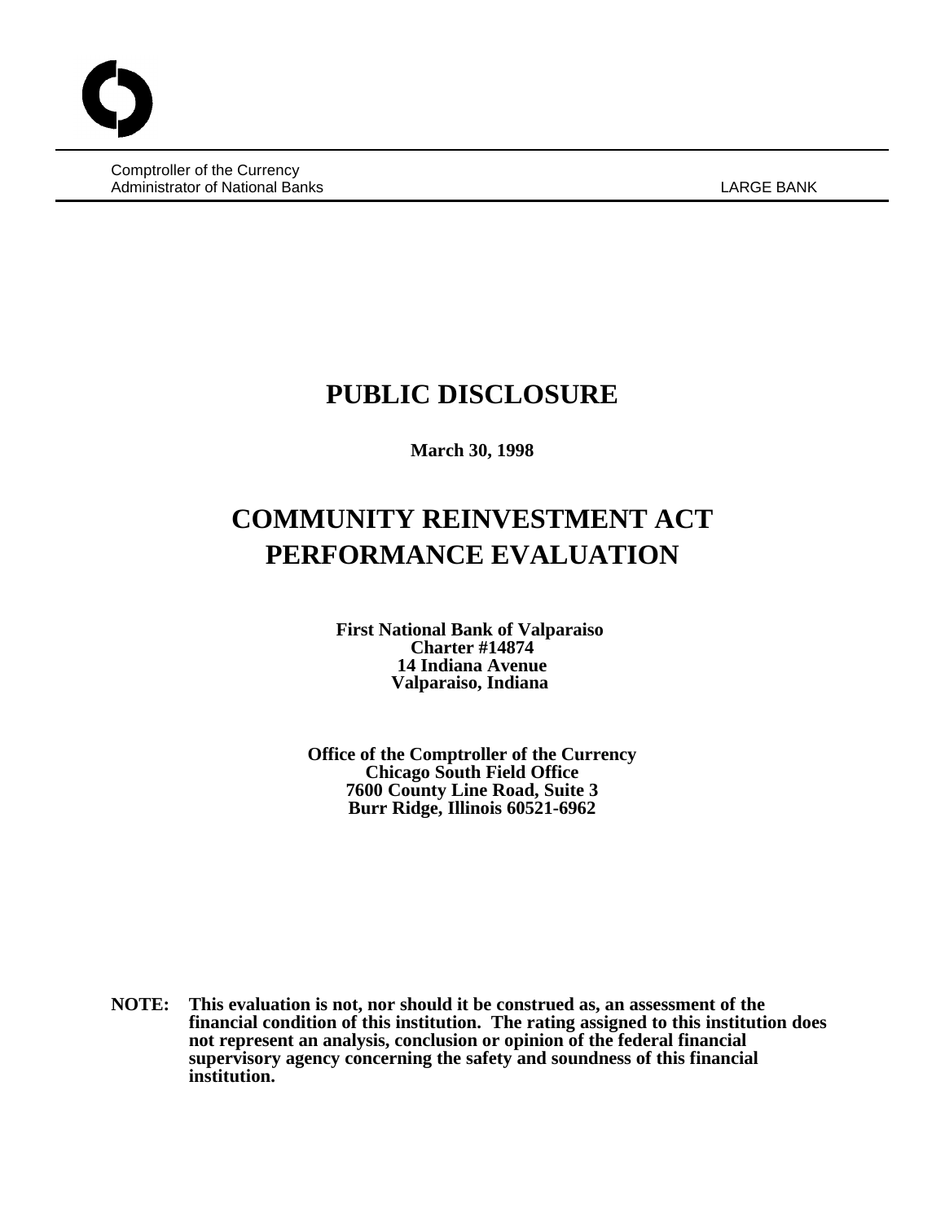Comptroller of the Currency
Administrator of National Banks

LARGE BANK

# PUBLIC DISCLOSURE

**March 30, 1998**

# COMMUNITY REINVESTMENT ACT PERFORMANCE EVALUATION

**First National Bank of Valparaiso**
**Charter #14874**
**14 Indiana Avenue**
**Valparaiso, Indiana**

**Office of the Comptroller of the Currency**
**Chicago South Field Office**
**7600 County Line Road, Suite 3**
**Burr Ridge, Illinois 60521-6962**

**NOTE: This evaluation is not, nor should it be construed as, an assessment of the financial condition of this institution. The rating assigned to this institution does not represent an analysis, conclusion or opinion of the federal financial supervisory agency concerning the safety and soundness of this financial institution.**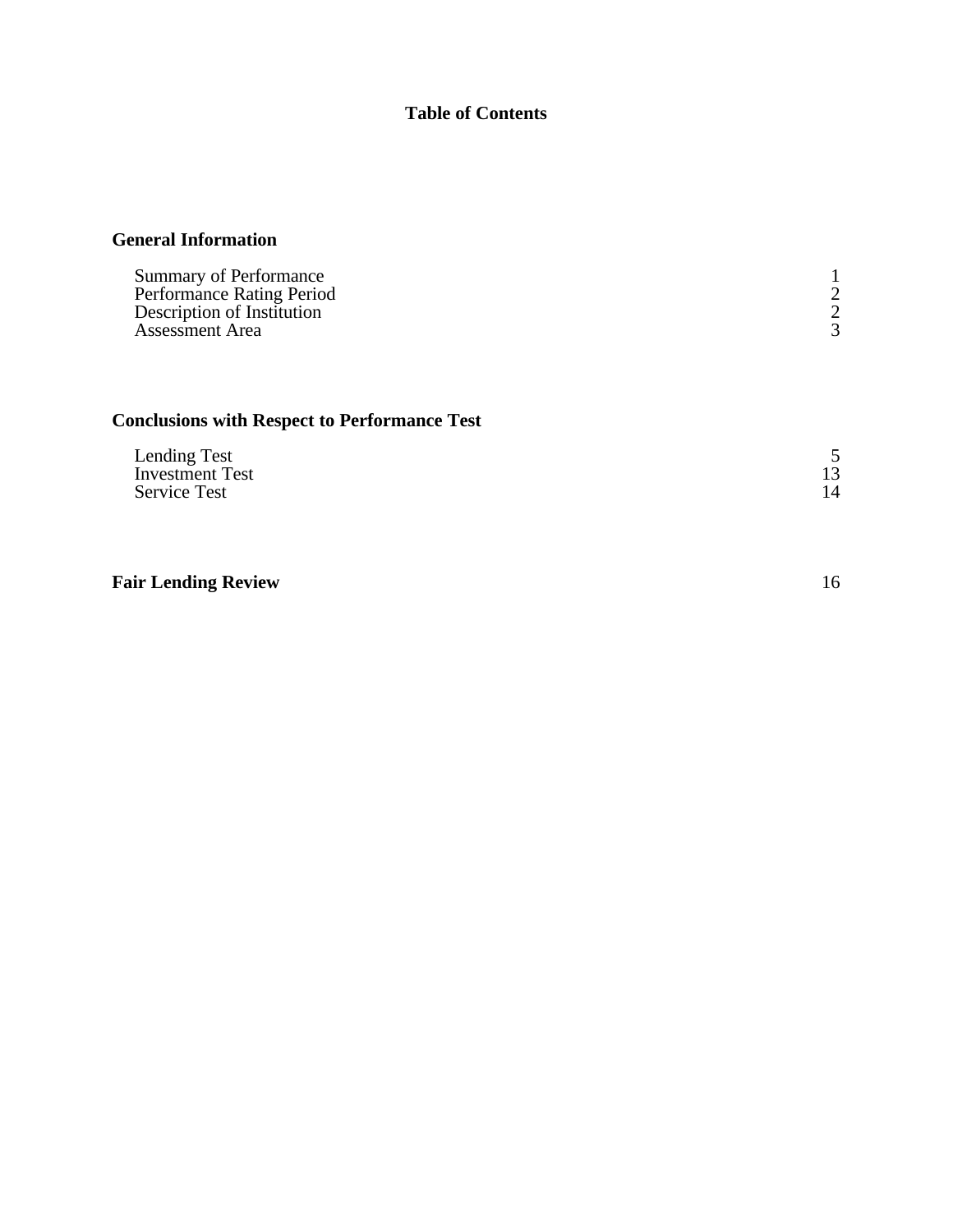# Table of Contents

## General Information

| | |
|---|---|
| Summary of Performance | 1 |
| Performance Rating Period | 2 |
| Description of Institution | 2 |
| Assessment Area | 3 |

## Conclusions with Respect to Performance Test

| | |
|---|---|
| Lending Test | 5 |
| Investment Test | 13 |
| Service Test | 14 |

## Fair Lending Review 16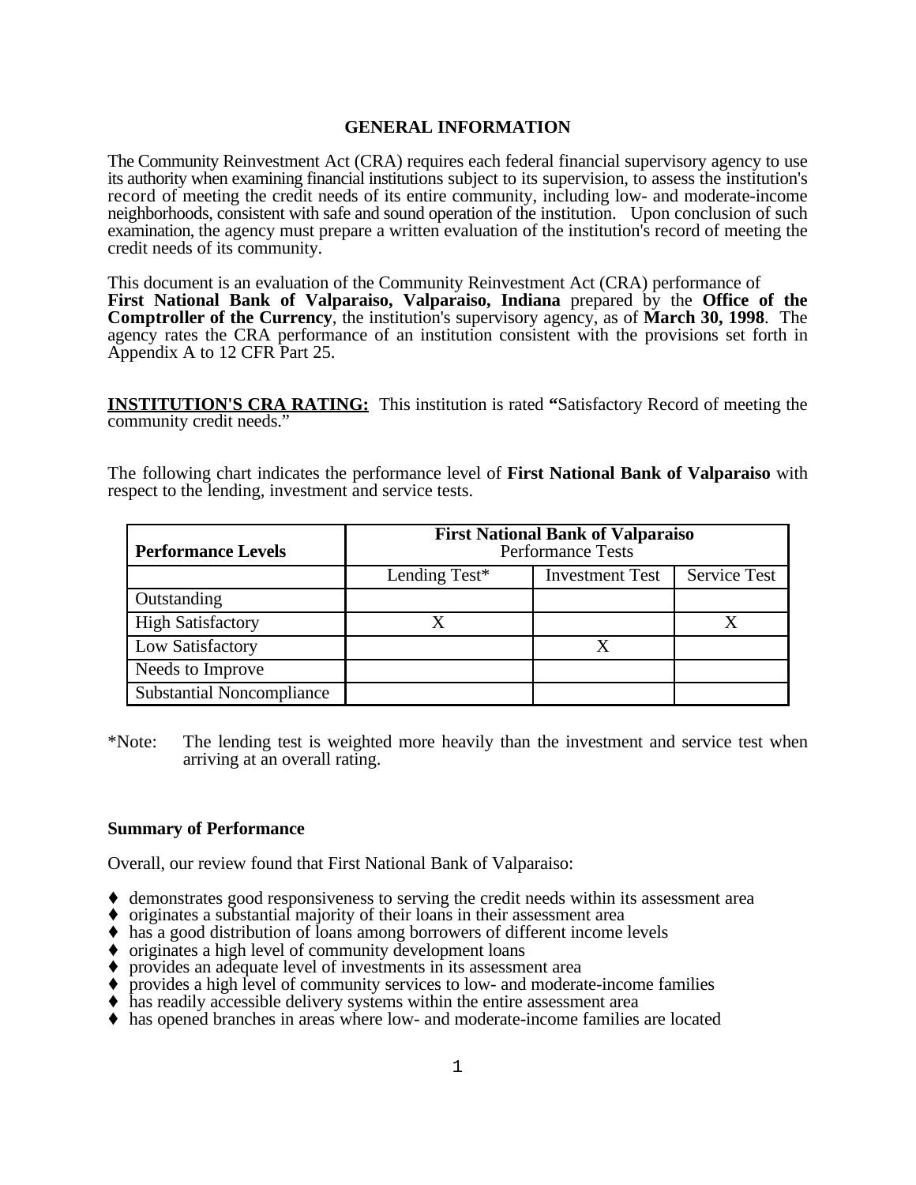# GENERAL INFORMATION

The Community Reinvestment Act (CRA) requires each federal financial supervisory agency to use its authority when examining financial institutions subject to its supervision, to assess the institution's record of meeting the credit needs of its entire community, including low- and moderate-income neighborhoods, consistent with safe and sound operation of the institution. Upon conclusion of such examination, the agency must prepare a written evaluation of the institution's record of meeting the credit needs of its community.

This document is an evaluation of the Community Reinvestment Act (CRA) performance of **First National Bank of Valparaiso, Valparaiso, Indiana** prepared by the **Office of the Comptroller of the Currency**, the institution's supervisory agency, as of **March 30, 1998**. The agency rates the CRA performance of an institution consistent with the provisions set forth in Appendix A to 12 CFR Part 25.

**INSTITUTION'S CRA RATING:** This institution is rated **"**Satisfactory Record of meeting the community credit needs."

The following chart indicates the performance level of **First National Bank of Valparaiso** with respect to the lending, investment and service tests.

| **Performance Levels** | **First National Bank of Valparaiso** Performance Tests | | |
|---|---|---|---|
| | Lending Test* | Investment Test | Service Test |
| Outstanding | | | |
| High Satisfactory | X | | X |
| Low Satisfactory | | X | |
| Needs to Improve | | | |
| Substantial Noncompliance | | | |

*Note: The lending test is weighted more heavily than the investment and service test when arriving at an overall rating.

**Summary of Performance**

Overall, our review found that First National Bank of Valparaiso:

- demonstrates good responsiveness to serving the credit needs within its assessment area
- originates a substantial majority of their loans in their assessment area
- has a good distribution of loans among borrowers of different income levels
- originates a high level of community development loans
- provides an adequate level of investments in its assessment area
- provides a high level of community services to low- and moderate-income families
- has readily accessible delivery systems within the entire assessment area
- has opened branches in areas where low- and moderate-income families are located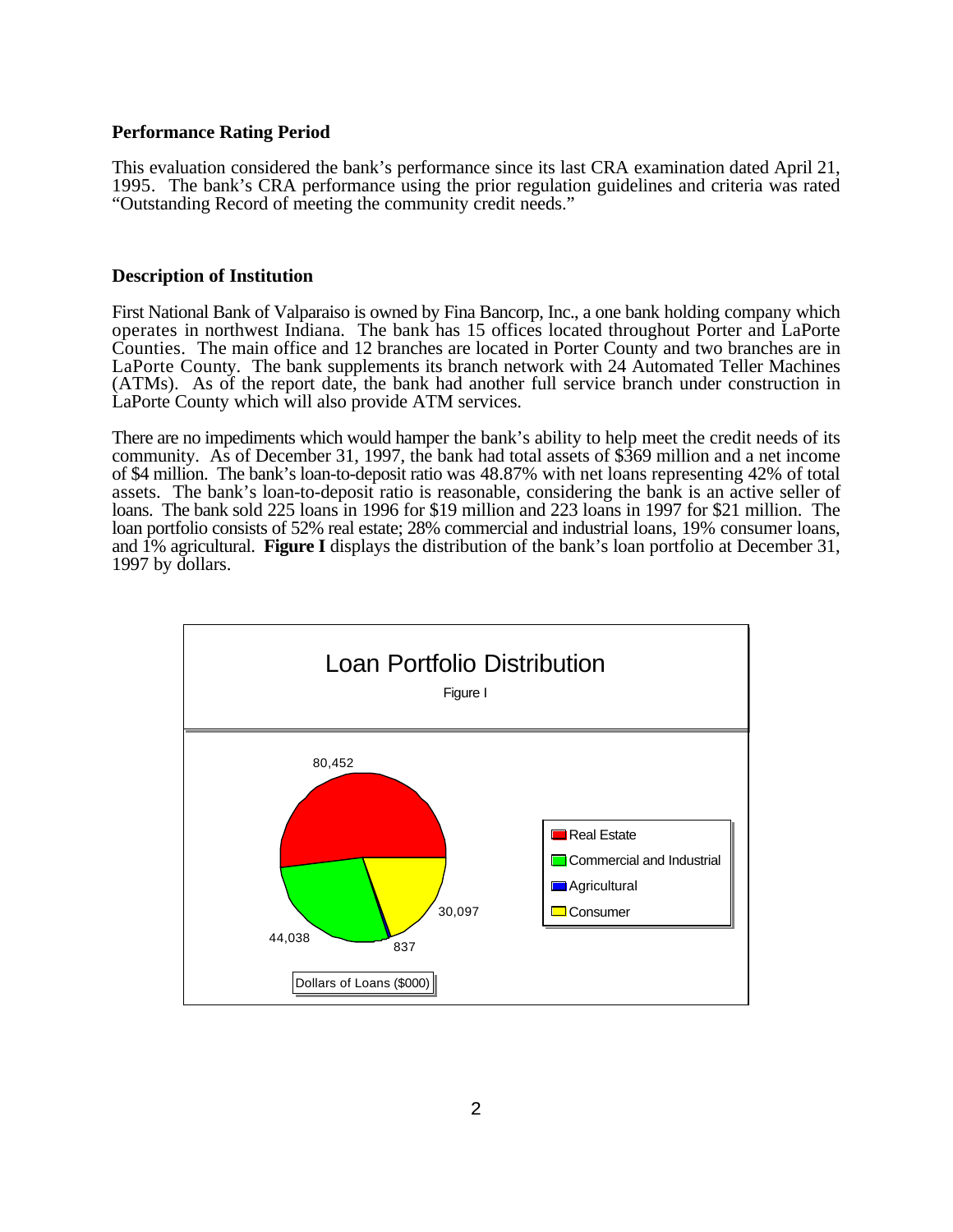**Performance Rating Period**

This evaluation considered the bank's performance since its last CRA examination dated April 21, 1995. The bank's CRA performance using the prior regulation guidelines and criteria was rated "Outstanding Record of meeting the community credit needs."

**Description of Institution**

First National Bank of Valparaiso is owned by Fina Bancorp, Inc., a one bank holding company which operates in northwest Indiana. The bank has 15 offices located throughout Porter and LaPorte Counties. The main office and 12 branches are located in Porter County and two branches are in LaPorte County. The bank supplements its branch network with 24 Automated Teller Machines (ATMs). As of the report date, the bank had another full service branch under construction in LaPorte County which will also provide ATM services.

There are no impediments which would hamper the bank's ability to help meet the credit needs of its community. As of December 31, 1997, the bank had total assets of $369 million and a net income of $4 million. The bank's loan-to-deposit ratio was 48.87% with net loans representing 42% of total assets. The bank's loan-to-deposit ratio is reasonable, considering the bank is an active seller of loans. The bank sold 225 loans in 1996 for $19 million and 223 loans in 1997 for $21 million. The loan portfolio consists of 52% real estate; 28% commercial and industrial loans, 19% consumer loans, and 1% agricultural. **Figure I** displays the distribution of the bank's loan portfolio at December 31, 1997 by dollars.

**Loan Portfolio Distribution**

Figure I

| Loan Type | Dollars of Loans ($000) |
|---|---|
| Real Estate | 80,452 |
| Commercial and Industrial | 44,038 |
| Agricultural | 837 |
| Consumer | 30,097 |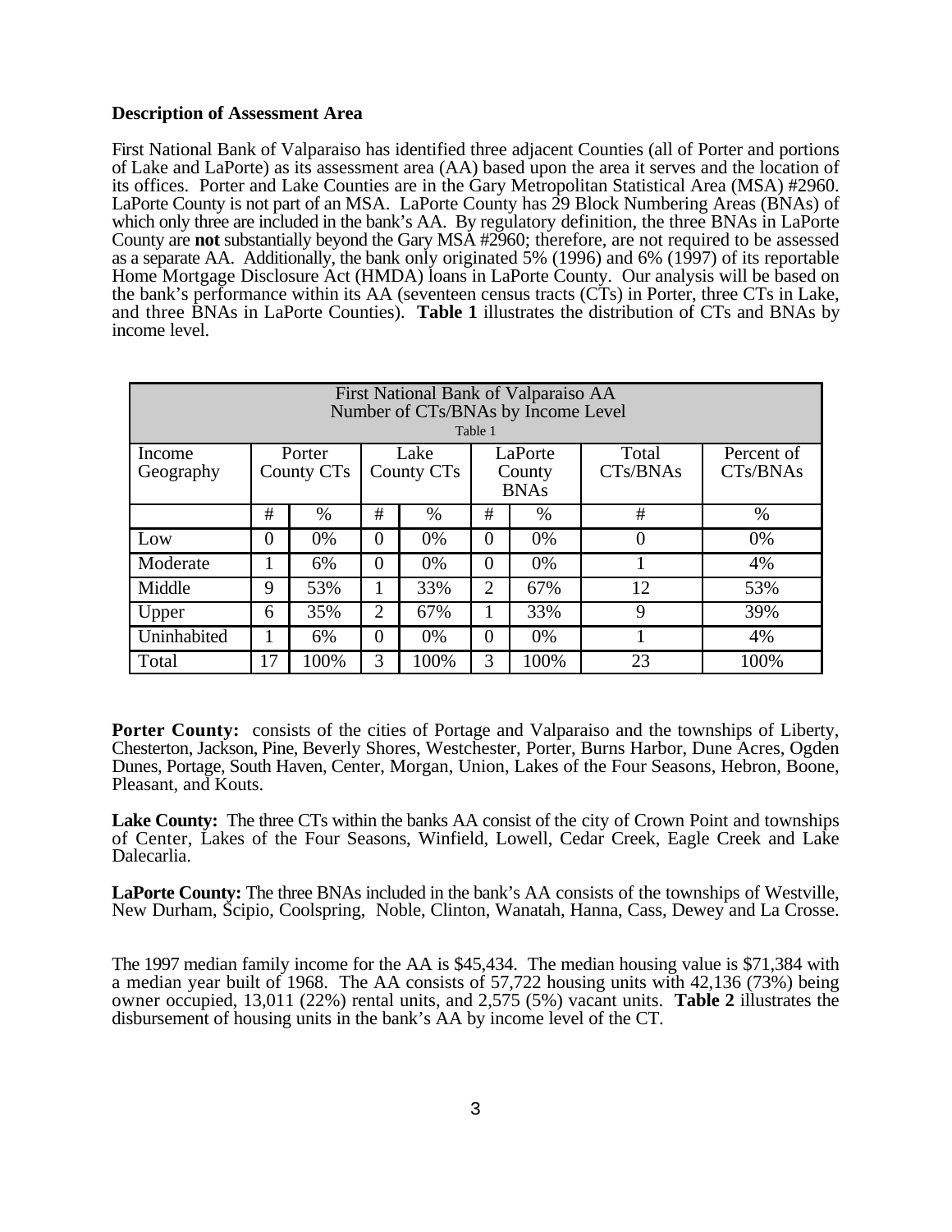**Description of Assessment Area**

First National Bank of Valparaiso has identified three adjacent Counties (all of Porter and portions of Lake and LaPorte) as its assessment area (AA) based upon the area it serves and the location of its offices. Porter and Lake Counties are in the Gary Metropolitan Statistical Area (MSA) #2960. LaPorte County is not part of an MSA. LaPorte County has 29 Block Numbering Areas (BNAs) of which only three are included in the bank's AA. By regulatory definition, the three BNAs in LaPorte County are **not** substantially beyond the Gary MSA #2960; therefore, are not required to be assessed as a separate AA. Additionally, the bank only originated 5% (1996) and 6% (1997) of its reportable Home Mortgage Disclosure Act (HMDA) loans in LaPorte County. Our analysis will be based on the bank's performance within its AA (seventeen census tracts (CTs) in Porter, three CTs in Lake, and three BNAs in LaPorte Counties). **Table 1** illustrates the distribution of CTs and BNAs by income level.

First National Bank of Valparaiso AA
Number of CTs/BNAs by Income Level
Table 1

| Income Geography | Porter County CTs | | Lake County CTs | | LaPorte County BNAs | | Total CTs/BNAs | Percent of CTs/BNAs |
|---|---|---|---|---|---|---|---|---|
| | # | % | # | % | # | % | # | % |
| Low | 0 | 0% | 0 | 0% | 0 | 0% | 0 | 0% |
| Moderate | 1 | 6% | 0 | 0% | 0 | 0% | 1 | 4% |
| Middle | 9 | 53% | 1 | 33% | 2 | 67% | 12 | 53% |
| Upper | 6 | 35% | 2 | 67% | 1 | 33% | 9 | 39% |
| Uninhabited | 1 | 6% | 0 | 0% | 0 | 0% | 1 | 4% |
| Total | 17 | 100% | 3 | 100% | 3 | 100% | 23 | 100% |

**Porter County:** consists of the cities of Portage and Valparaiso and the townships of Liberty, Chesterton, Jackson, Pine, Beverly Shores, Westchester, Porter, Burns Harbor, Dune Acres, Ogden Dunes, Portage, South Haven, Center, Morgan, Union, Lakes of the Four Seasons, Hebron, Boone, Pleasant, and Kouts.

**Lake County:** The three CTs within the banks AA consist of the city of Crown Point and townships of Center, Lakes of the Four Seasons, Winfield, Lowell, Cedar Creek, Eagle Creek and Lake Dalecarlia.

**LaPorte County:** The three BNAs included in the bank's AA consists of the townships of Westville, New Durham, Scipio, Coolspring, Noble, Clinton, Wanatah, Hanna, Cass, Dewey and La Crosse.

The 1997 median family income for the AA is $45,434. The median housing value is $71,384 with a median year built of 1968. The AA consists of 57,722 housing units with 42,136 (73%) being owner occupied, 13,011 (22%) rental units, and 2,575 (5%) vacant units. **Table 2** illustrates the disbursement of housing units in the bank's AA by income level of the CT.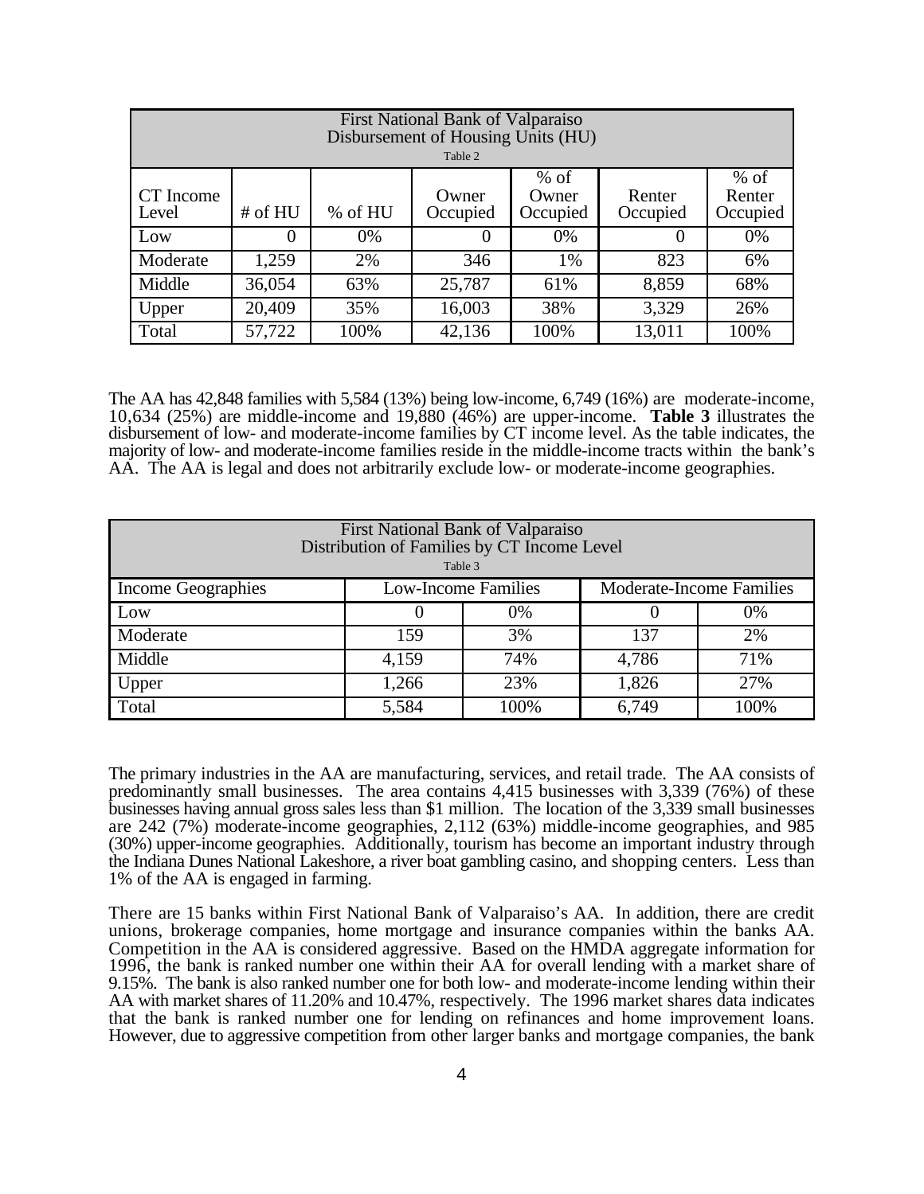| First National Bank of Valparaiso<br>Disbursement of Housing Units (HU)<br>Table 2 | | | | | | |
|---|---|---|---|---|---|---|
| CT Income Level | # of HU | % of HU | Owner Occupied | % of Owner Occupied | Renter Occupied | % of Renter Occupied |
| Low | 0 | 0% | 0 | 0% | 0 | 0% |
| Moderate | 1,259 | 2% | 346 | 1% | 823 | 6% |
| Middle | 36,054 | 63% | 25,787 | 61% | 8,859 | 68% |
| Upper | 20,409 | 35% | 16,003 | 38% | 3,329 | 26% |
| Total | 57,722 | 100% | 42,136 | 100% | 13,011 | 100% |

The AA has 42,848 families with 5,584 (13%) being low-income, 6,749 (16%) are moderate-income, 10,634 (25%) are middle-income and 19,880 (46%) are upper-income. **Table 3** illustrates the disbursement of low- and moderate-income families by CT income level. As the table indicates, the majority of low- and moderate-income families reside in the middle-income tracts within the bank's AA. The AA is legal and does not arbitrarily exclude low- or moderate-income geographies.

| First National Bank of Valparaiso<br>Distribution of Families by CT Income Level<br>Table 3 | | | | |
|---|---|---|---|---|
| Income Geographies | Low-Income Families | | Moderate-Income Families | |
| Low | 0 | 0% | 0 | 0% |
| Moderate | 159 | 3% | 137 | 2% |
| Middle | 4,159 | 74% | 4,786 | 71% |
| Upper | 1,266 | 23% | 1,826 | 27% |
| Total | 5,584 | 100% | 6,749 | 100% |

The primary industries in the AA are manufacturing, services, and retail trade. The AA consists of predominantly small businesses. The area contains 4,415 businesses with 3,339 (76%) of these businesses having annual gross sales less than $1 million. The location of the 3,339 small businesses are 242 (7%) moderate-income geographies, 2,112 (63%) middle-income geographies, and 985 (30%) upper-income geographies. Additionally, tourism has become an important industry through the Indiana Dunes National Lakeshore, a river boat gambling casino, and shopping centers. Less than 1% of the AA is engaged in farming.

There are 15 banks within First National Bank of Valparaiso's AA. In addition, there are credit unions, brokerage companies, home mortgage and insurance companies within the banks AA. Competition in the AA is considered aggressive. Based on the HMDA aggregate information for 1996, the bank is ranked number one within their AA for overall lending with a market share of 9.15%. The bank is also ranked number one for both low- and moderate-income lending within their AA with market shares of 11.20% and 10.47%, respectively. The 1996 market shares data indicates that the bank is ranked number one for lending on refinances and home improvement loans. However, due to aggressive competition from other larger banks and mortgage companies, the bank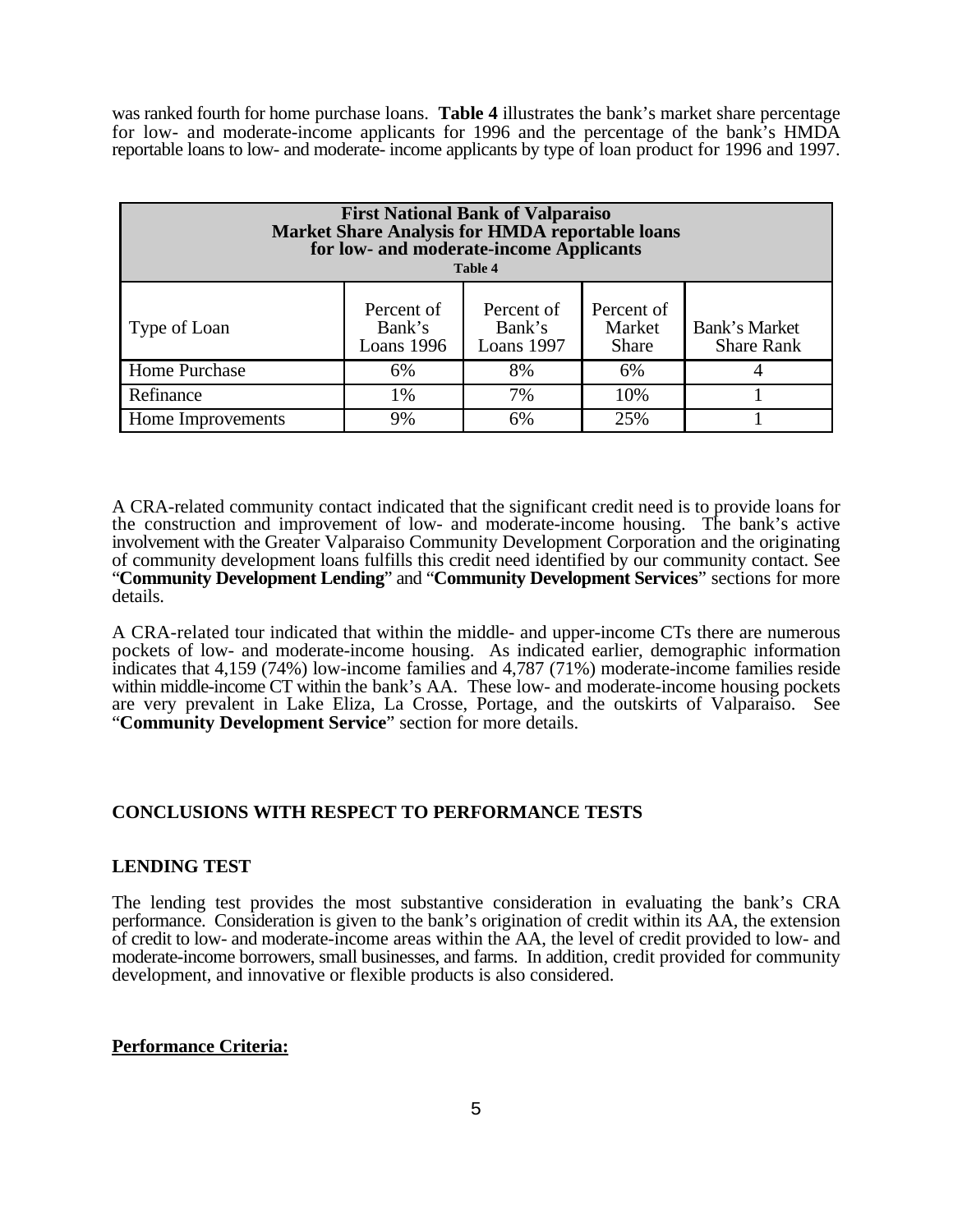was ranked fourth for home purchase loans. **Table 4** illustrates the bank's market share percentage for low- and moderate-income applicants for 1996 and the percentage of the bank's HMDA reportable loans to low- and moderate- income applicants by type of loan product for 1996 and 1997.

| **First National Bank of Valparaiso Market Share Analysis for HMDA reportable loans for low- and moderate-income Applicants** **Table 4** | | | | |
|---|---|---|---|---|
| Type of Loan | Percent of Bank's Loans 1996 | Percent of Bank's Loans 1997 | Percent of Market Share | Bank's Market Share Rank |
| Home Purchase | 6% | 8% | 6% | 4 |
| Refinance | 1% | 7% | 10% | 1 |
| Home Improvements | 9% | 6% | 25% | 1 |

A CRA-related community contact indicated that the significant credit need is to provide loans for the construction and improvement of low- and moderate-income housing. The bank's active involvement with the Greater Valparaiso Community Development Corporation and the originating of community development loans fulfills this credit need identified by our community contact. See "**Community Development Lending**" and "**Community Development Services**" sections for more details.

A CRA-related tour indicated that within the middle- and upper-income CTs there are numerous pockets of low- and moderate-income housing. As indicated earlier, demographic information indicates that 4,159 (74%) low-income families and 4,787 (71%) moderate-income families reside within middle-income CT within the bank's AA. These low- and moderate-income housing pockets are very prevalent in Lake Eliza, La Crosse, Portage, and the outskirts of Valparaiso. See "**Community Development Service**" section for more details.

## CONCLUSIONS WITH RESPECT TO PERFORMANCE TESTS

### LENDING TEST

The lending test provides the most substantive consideration in evaluating the bank's CRA performance. Consideration is given to the bank's origination of credit within its AA, the extension of credit to low- and moderate-income areas within the AA, the level of credit provided to low- and moderate-income borrowers, small businesses, and farms. In addition, credit provided for community development, and innovative or flexible products is also considered.

**Performance Criteria:**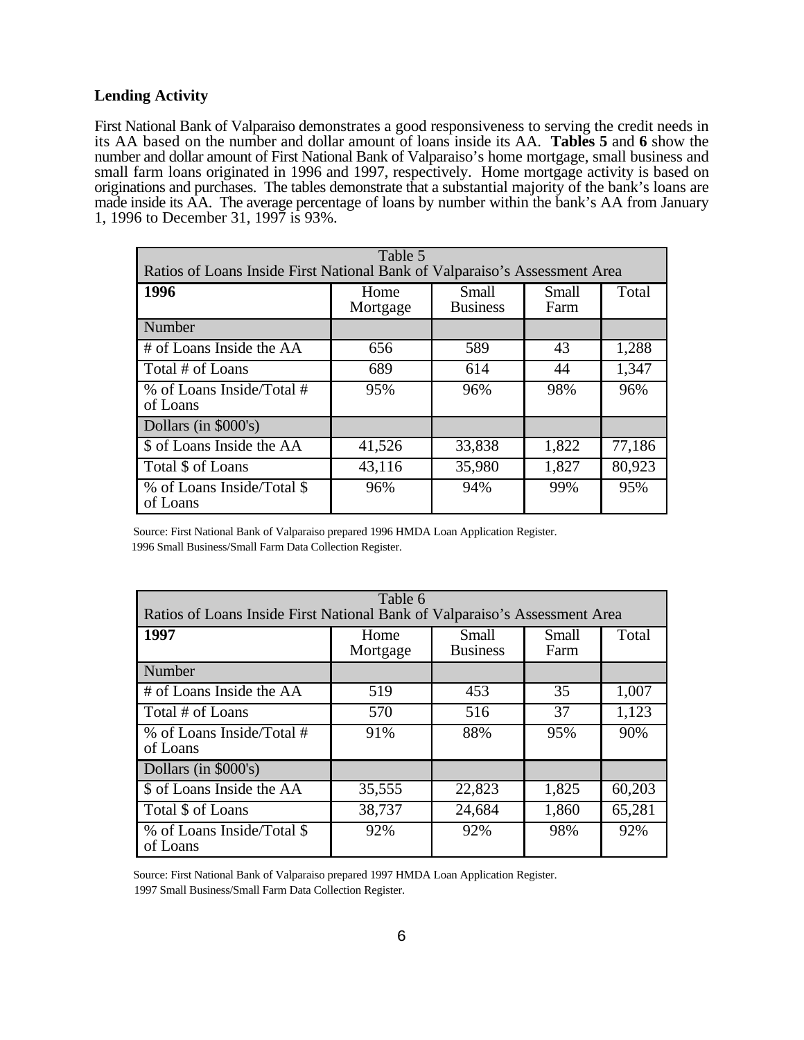### Lending Activity

First National Bank of Valparaiso demonstrates a good responsiveness to serving the credit needs in its AA based on the number and dollar amount of loans inside its AA. **Tables 5** and **6** show the number and dollar amount of First National Bank of Valparaiso's home mortgage, small business and small farm loans originated in 1996 and 1997, respectively. Home mortgage activity is based on originations and purchases. The tables demonstrate that a substantial majority of the bank's loans are made inside its AA. The average percentage of loans by number within the bank's AA from January 1, 1996 to December 31, 1997 is 93%.

Table 5
Ratios of Loans Inside First National Bank of Valparaiso's Assessment Area

| **1996** | Home Mortgage | Small Business | Small Farm | Total |
|---|---|---|---|---|
| Number | | | | |
| # of Loans Inside the AA | 656 | 589 | 43 | 1,288 |
| Total # of Loans | 689 | 614 | 44 | 1,347 |
| % of Loans Inside/Total # of Loans | 95% | 96% | 98% | 96% |
| Dollars (in $000's) | | | | |
| $ of Loans Inside the AA | 41,526 | 33,838 | 1,822 | 77,186 |
| Total $ of Loans | 43,116 | 35,980 | 1,827 | 80,923 |
| % of Loans Inside/Total $ of Loans | 96% | 94% | 99% | 95% |

Source: First National Bank of Valparaiso prepared 1996 HMDA Loan Application Register.
1996 Small Business/Small Farm Data Collection Register.

Table 6
Ratios of Loans Inside First National Bank of Valparaiso's Assessment Area

| **1997** | Home Mortgage | Small Business | Small Farm | Total |
|---|---|---|---|---|
| Number | | | | |
| # of Loans Inside the AA | 519 | 453 | 35 | 1,007 |
| Total # of Loans | 570 | 516 | 37 | 1,123 |
| % of Loans Inside/Total # of Loans | 91% | 88% | 95% | 90% |
| Dollars (in $000's) | | | | |
| $ of Loans Inside the AA | 35,555 | 22,823 | 1,825 | 60,203 |
| Total $ of Loans | 38,737 | 24,684 | 1,860 | 65,281 |
| % of Loans Inside/Total $ of Loans | 92% | 92% | 98% | 92% |

Source: First National Bank of Valparaiso prepared 1997 HMDA Loan Application Register.
1997 Small Business/Small Farm Data Collection Register.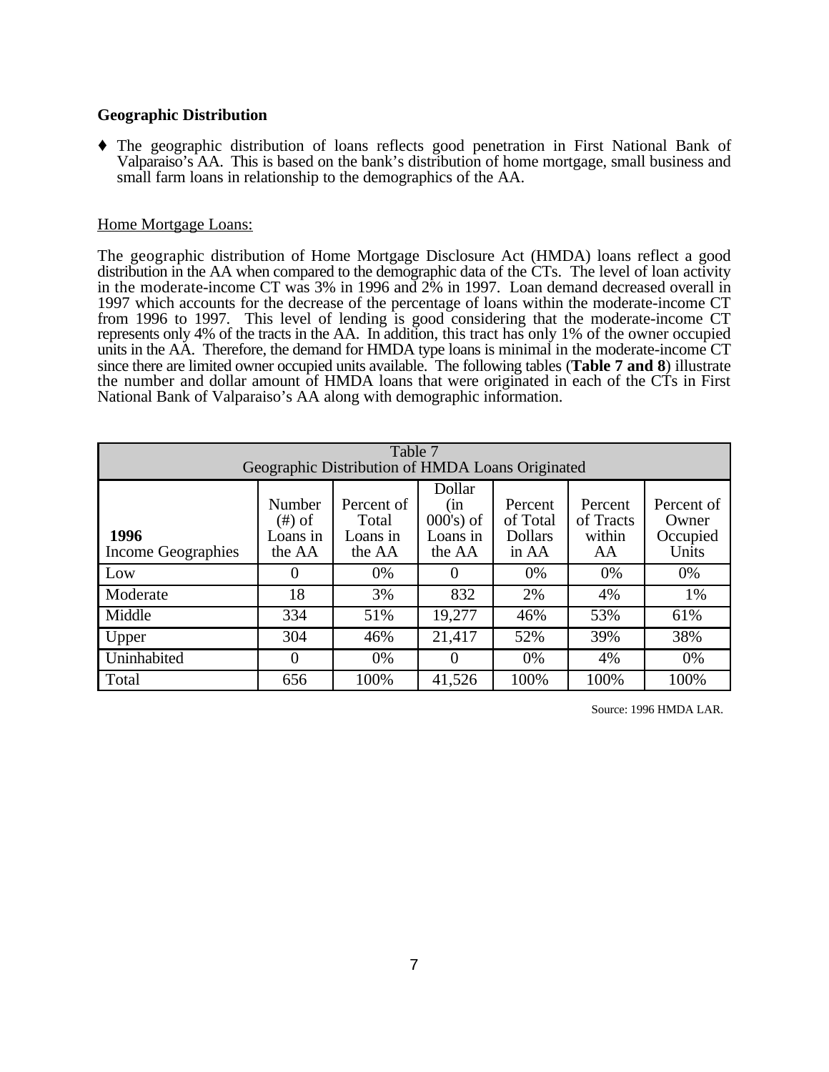### Geographic Distribution

- ♦ The geographic distribution of loans reflects good penetration in First National Bank of Valparaiso's AA. This is based on the bank's distribution of home mortgage, small business and small farm loans in relationship to the demographics of the AA.

Home Mortgage Loans:

The geographic distribution of Home Mortgage Disclosure Act (HMDA) loans reflect a good distribution in the AA when compared to the demographic data of the CTs. The level of loan activity in the moderate-income CT was 3% in 1996 and 2% in 1997. Loan demand decreased overall in 1997 which accounts for the decrease of the percentage of loans within the moderate-income CT from 1996 to 1997. This level of lending is good considering that the moderate-income CT represents only 4% of the tracts in the AA. In addition, this tract has only 1% of the owner occupied units in the AA. Therefore, the demand for HMDA type loans is minimal in the moderate-income CT since there are limited owner occupied units available. The following tables (**Table 7 and 8**) illustrate the number and dollar amount of HMDA loans that were originated in each of the CTs in First National Bank of Valparaiso's AA along with demographic information.

| Table 7<br>Geographic Distribution of HMDA Loans Originated | | | | | | |
|---|---|---|---|---|---|---|
| **1996**<br>Income Geographies | Number (#) of Loans in the AA | Percent of Total Loans in the AA | Dollar (in 000's) of Loans in the AA | Percent of Total Dollars in AA | Percent of Tracts within AA | Percent of Owner Occupied Units |
| Low | 0 | 0% | 0 | 0% | 0% | 0% |
| Moderate | 18 | 3% | 832 | 2% | 4% | 1% |
| Middle | 334 | 51% | 19,277 | 46% | 53% | 61% |
| Upper | 304 | 46% | 21,417 | 52% | 39% | 38% |
| Uninhabited | 0 | 0% | 0 | 0% | 4% | 0% |
| Total | 656 | 100% | 41,526 | 100% | 100% | 100% |

Source: 1996 HMDA LAR.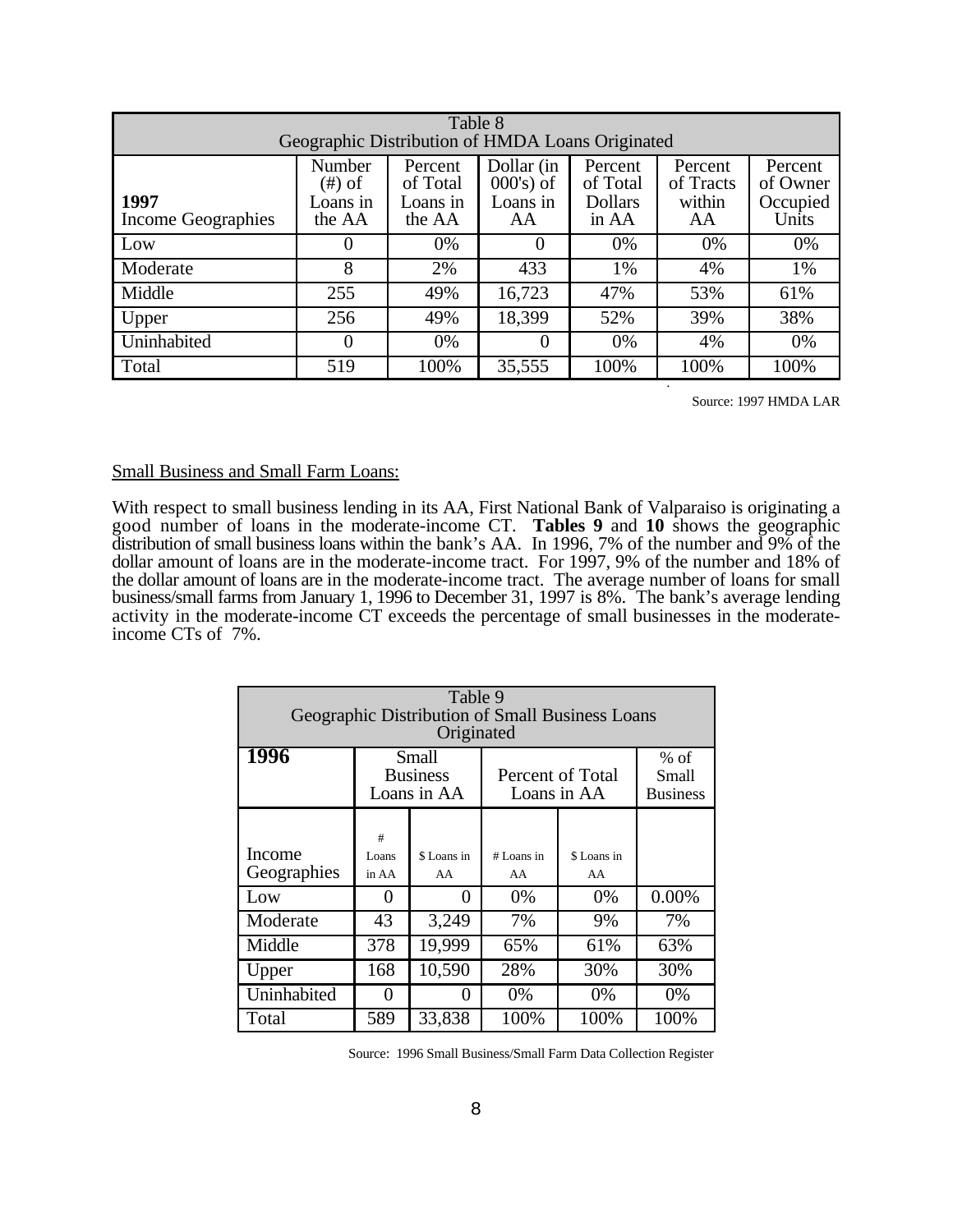| Table 8<br>Geographic Distribution of HMDA Loans Originated | | | | | | |
|---|---|---|---|---|---|---|
| **1997**<br>Income Geographies | Number (#) of Loans in the AA | Percent of Total Loans in the AA | Dollar (in 000's) of Loans in AA | Percent of Total Dollars in AA | Percent of Tracts within AA | Percent of Owner Occupied Units |
| Low | 0 | 0% | 0 | 0% | 0% | 0% |
| Moderate | 8 | 2% | 433 | 1% | 4% | 1% |
| Middle | 255 | 49% | 16,723 | 47% | 53% | 61% |
| Upper | 256 | 49% | 18,399 | 52% | 39% | 38% |
| Uninhabited | 0 | 0% | 0 | 0% | 4% | 0% |
| Total | 519 | 100% | 35,555 | 100% | 100% | 100% |

Source: 1997 HMDA LAR

Small Business and Small Farm Loans:

With respect to small business lending in its AA, First National Bank of Valparaiso is originating a good number of loans in the moderate-income CT. **Tables 9** and **10** shows the geographic distribution of small business loans within the bank's AA. In 1996, 7% of the number and 9% of the dollar amount of loans are in the moderate-income tract. For 1997, 9% of the number and 18% of the dollar amount of loans are in the moderate-income tract. The average number of loans for small business/small farms from January 1, 1996 to December 31, 1997 is 8%. The bank's average lending activity in the moderate-income CT exceeds the percentage of small businesses in the moderate-income CTs of 7%.

| Table 9<br>Geographic Distribution of Small Business Loans Originated | | | | | |
|---|---|---|---|---|---|
| **1996** | Small Business Loans in AA | | Percent of Total Loans in AA | | % of Small Business |
| Income Geographies | # Loans in AA | $ Loans in AA | # Loans in AA | $ Loans in AA | |
| Low | 0 | 0 | 0% | 0% | 0.00% |
| Moderate | 43 | 3,249 | 7% | 9% | 7% |
| Middle | 378 | 19,999 | 65% | 61% | 63% |
| Upper | 168 | 10,590 | 28% | 30% | 30% |
| Uninhabited | 0 | 0 | 0% | 0% | 0% |
| Total | 589 | 33,838 | 100% | 100% | 100% |

Source: 1996 Small Business/Small Farm Data Collection Register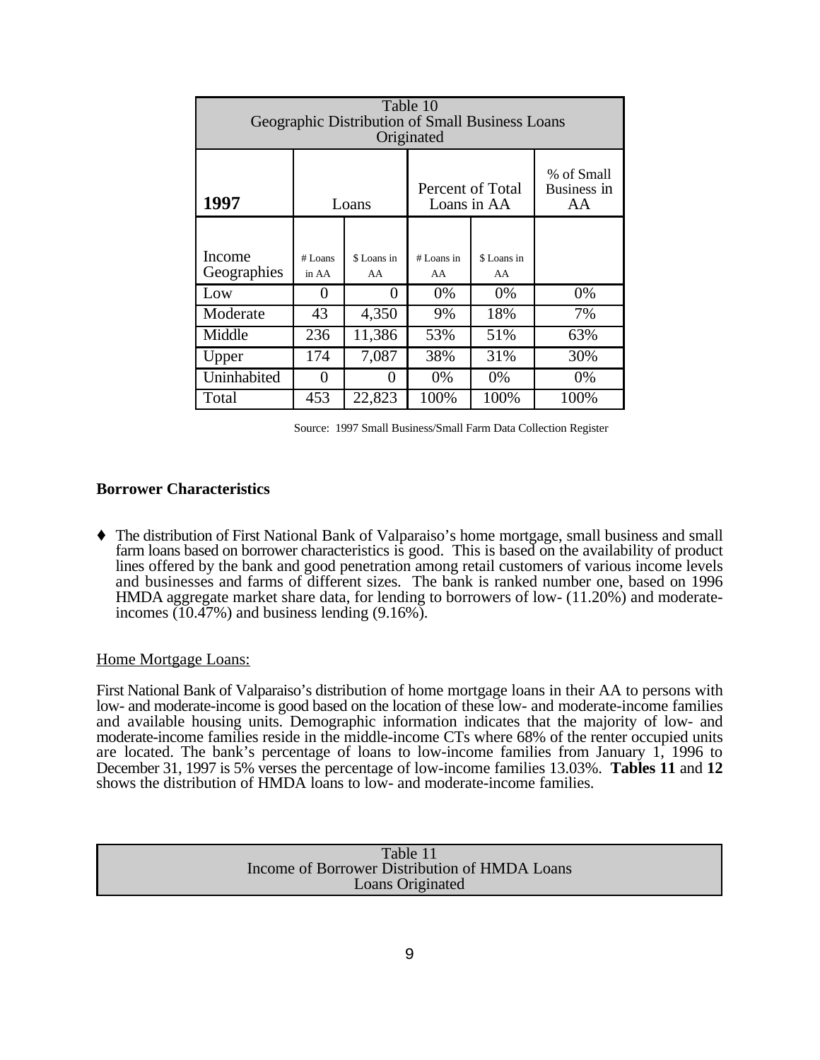| Table 10<br>Geographic Distribution of Small Business Loans<br>Originated | | | | | |
|---|---|---|---|---|---|
| **1997** | Loans | | Percent of Total Loans in AA | | % of Small Business in AA |
| Income Geographies | # Loans in AA | $ Loans in AA | # Loans in AA | $ Loans in AA | |
| Low | 0 | 0 | 0% | 0% | 0% |
| Moderate | 43 | 4,350 | 9% | 18% | 7% |
| Middle | 236 | 11,386 | 53% | 51% | 63% |
| Upper | 174 | 7,087 | 38% | 31% | 30% |
| Uninhabited | 0 | 0 | 0% | 0% | 0% |
| Total | 453 | 22,823 | 100% | 100% | 100% |

Source: 1997 Small Business/Small Farm Data Collection Register

**Borrower Characteristics**

♦ The distribution of First National Bank of Valparaiso's home mortgage, small business and small farm loans based on borrower characteristics is good. This is based on the availability of product lines offered by the bank and good penetration among retail customers of various income levels and businesses and farms of different sizes. The bank is ranked number one, based on 1996 HMDA aggregate market share data, for lending to borrowers of low- (11.20%) and moderate-incomes (10.47%) and business lending (9.16%).

Home Mortgage Loans:

First National Bank of Valparaiso's distribution of home mortgage loans in their AA to persons with low- and moderate-income is good based on the location of these low- and moderate-income families and available housing units. Demographic information indicates that the majority of low- and moderate-income families reside in the middle-income CTs where 68% of the renter occupied units are located. The bank's percentage of loans to low-income families from January 1, 1996 to December 31, 1997 is 5% verses the percentage of low-income families 13.03%. **Tables 11** and **12** shows the distribution of HMDA loans to low- and moderate-income families.

| Table 11<br>Income of Borrower Distribution of HMDA Loans<br>Loans Originated |
|---|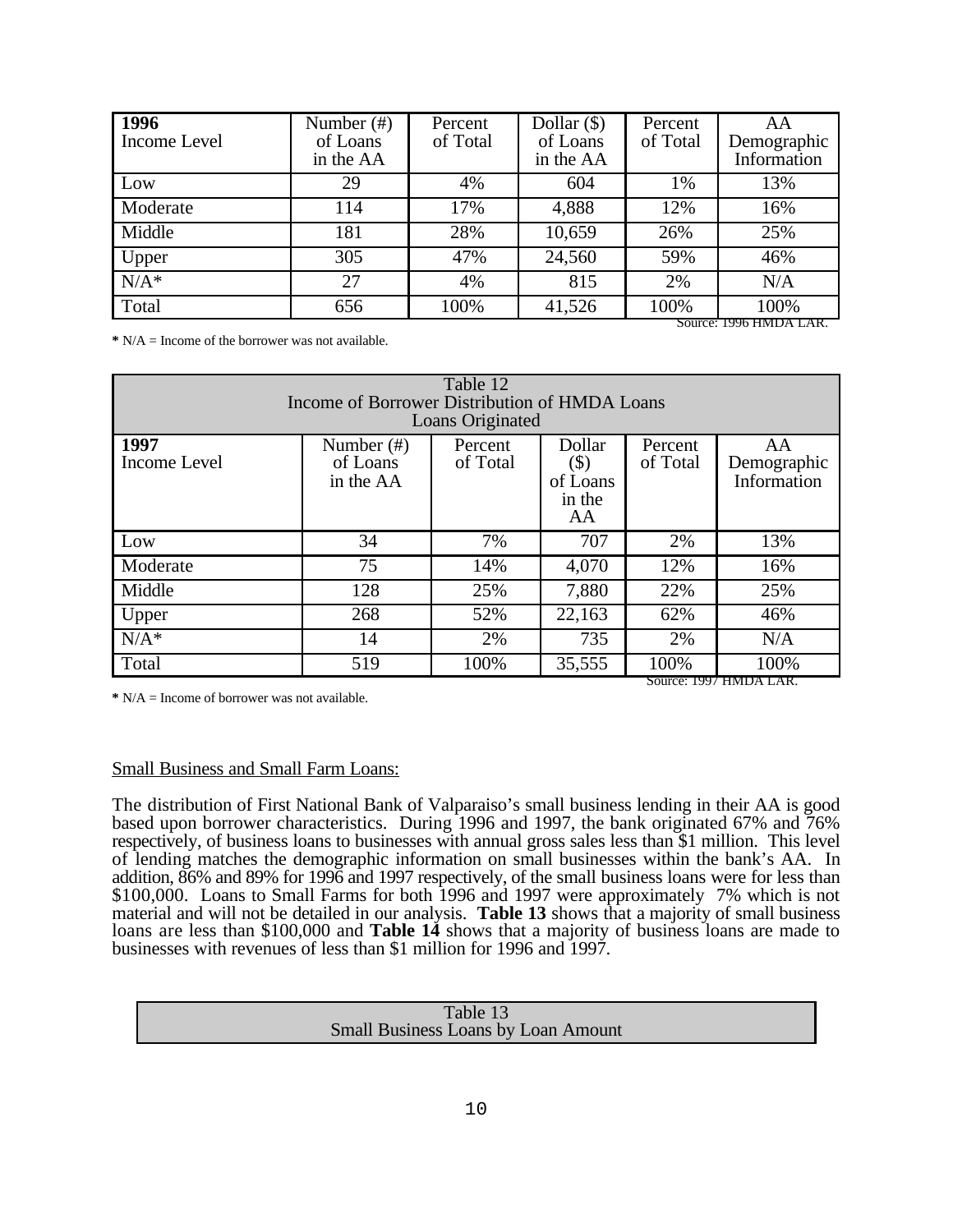| 1996 Income Level | Number (#) of Loans in the AA | Percent of Total | Dollar ($) of Loans in the AA | Percent of Total | AA Demographic Information |
|---|---|---|---|---|---|
| Low | 29 | 4% | 604 | 1% | 13% |
| Moderate | 114 | 17% | 4,888 | 12% | 16% |
| Middle | 181 | 28% | 10,659 | 26% | 25% |
| Upper | 305 | 47% | 24,560 | 59% | 46% |
| N/A* | 27 | 4% | 815 | 2% | N/A |
| Total | 656 | 100% | 41,526 | 100% | 100% |

Source: 1996 HMDA LAR.

* N/A = Income of the borrower was not available.

| Table 12<br>Income of Borrower Distribution of HMDA Loans<br>Loans Originated | | | | | |
|---|---|---|---|---|---|
| 1997 Income Level | Number (#) of Loans in the AA | Percent of Total | Dollar ($) of Loans in the AA | Percent of Total | AA Demographic Information |
| Low | 34 | 7% | 707 | 2% | 13% |
| Moderate | 75 | 14% | 4,070 | 12% | 16% |
| Middle | 128 | 25% | 7,880 | 22% | 25% |
| Upper | 268 | 52% | 22,163 | 62% | 46% |
| N/A* | 14 | 2% | 735 | 2% | N/A |
| Total | 519 | 100% | 35,555 | 100% | 100% |

Source: 1997 HMDA LAR.

* N/A = Income of borrower was not available.

Small Business and Small Farm Loans:

The distribution of First National Bank of Valparaiso's small business lending in their AA is good based upon borrower characteristics. During 1996 and 1997, the bank originated 67% and 76% respectively, of business loans to businesses with annual gross sales less than $1 million. This level of lending matches the demographic information on small businesses within the bank's AA. In addition, 86% and 89% for 1996 and 1997 respectively, of the small business loans were for less than $100,000. Loans to Small Farms for both 1996 and 1997 were approximately 7% which is not material and will not be detailed in our analysis. **Table 13** shows that a majority of small business loans are less than $100,000 and **Table 14** shows that a majority of business loans are made to businesses with revenues of less than $1 million for 1996 and 1997.

| Table 13<br>Small Business Loans by Loan Amount |
|---|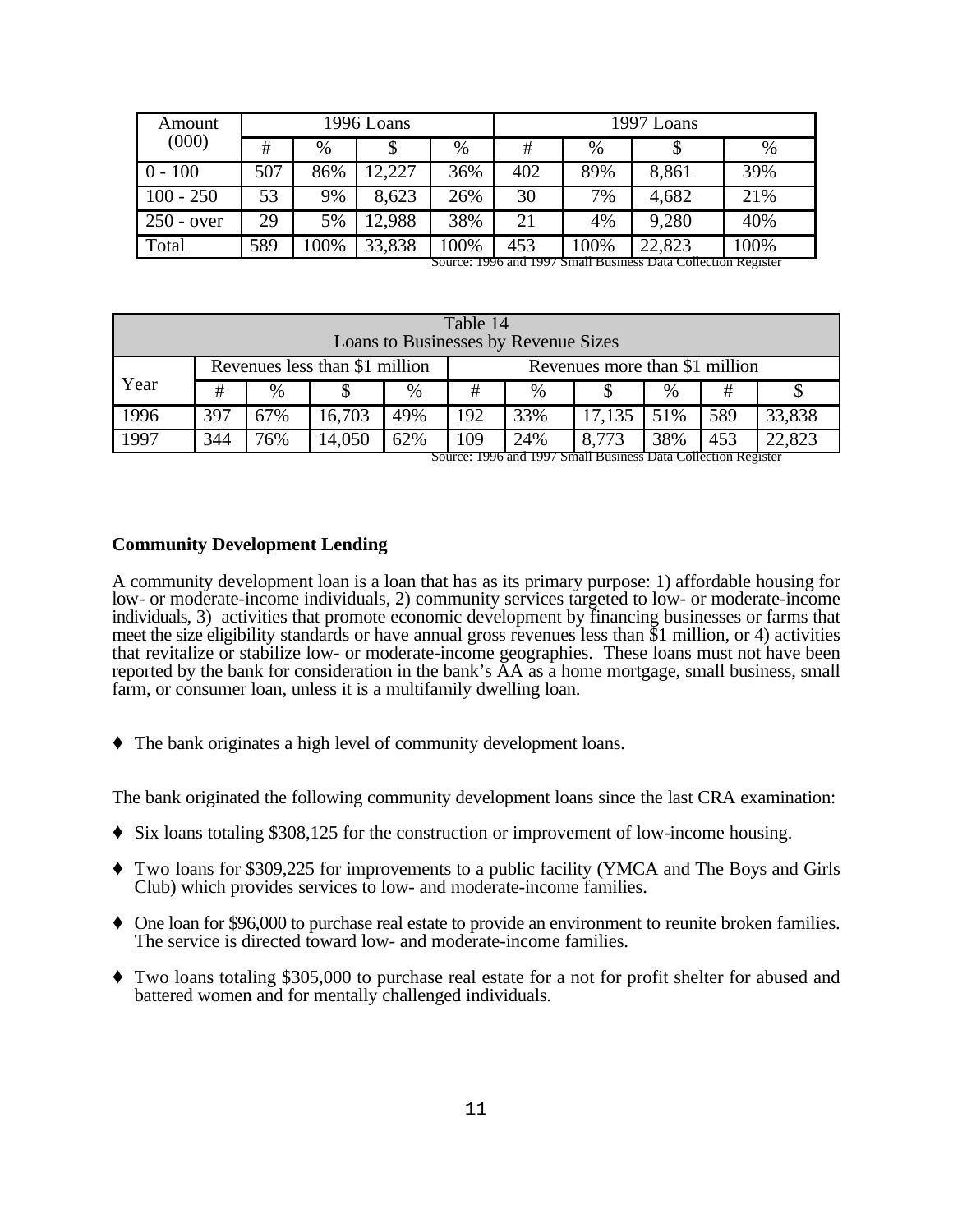| Amount (000) | 1996 Loans | | | | 1997 Loans | | | |
|---|---|---|---|---|---|---|---|---|
| | # | % | $ | % | # | % | $ | % |
| 0 - 100 | 507 | 86% | 12,227 | 36% | 402 | 89% | 8,861 | 39% |
| 100 - 250 | 53 | 9% | 8,623 | 26% | 30 | 7% | 4,682 | 21% |
| 250 - over | 29 | 5% | 12,988 | 38% | 21 | 4% | 9,280 | 40% |
| Total | 589 | 100% | 33,838 | 100% | 453 | 100% | 22,823 | 100% |

Source: 1996 and 1997 Small Business Data Collection Register

| Table 14<br>Loans to Businesses by Revenue Sizes | | | | | | | | | | |
|---|---|---|---|---|---|---|---|---|---|---|
| Year | Revenues less than $1 million | | | | Revenues more than $1 million | | | | | |
| | # | % | $ | % | # | % | $ | % | # | $ |
| 1996 | 397 | 67% | 16,703 | 49% | 192 | 33% | 17,135 | 51% | 589 | 33,838 |
| 1997 | 344 | 76% | 14,050 | 62% | 109 | 24% | 8,773 | 38% | 453 | 22,823 |

Source: 1996 and 1997 Small Business Data Collection Register

**Community Development Lending**

A community development loan is a loan that has as its primary purpose: 1) affordable housing for low- or moderate-income individuals, 2) community services targeted to low- or moderate-income individuals, 3) activities that promote economic development by financing businesses or farms that meet the size eligibility standards or have annual gross revenues less than $1 million, or 4) activities that revitalize or stabilize low- or moderate-income geographies. These loans must not have been reported by the bank for consideration in the bank's AA as a home mortgage, small business, small farm, or consumer loan, unless it is a multifamily dwelling loan.

- The bank originates a high level of community development loans.

The bank originated the following community development loans since the last CRA examination:

- Six loans totaling $308,125 for the construction or improvement of low-income housing.
- Two loans for $309,225 for improvements to a public facility (YMCA and The Boys and Girls Club) which provides services to low- and moderate-income families.
- One loan for $96,000 to purchase real estate to provide an environment to reunite broken families. The service is directed toward low- and moderate-income families.
- Two loans totaling $305,000 to purchase real estate for a not for profit shelter for abused and battered women and for mentally challenged individuals.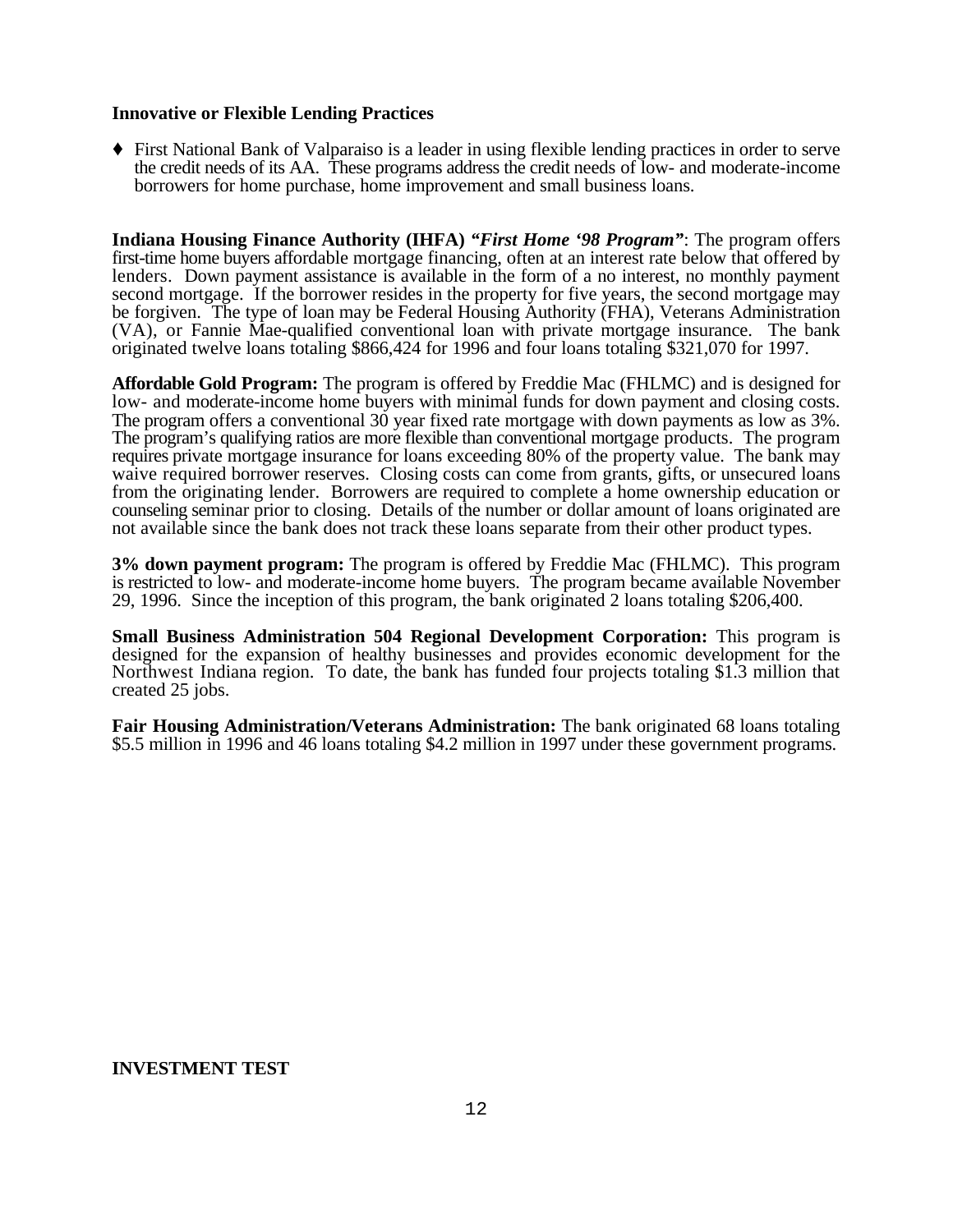**Innovative or Flexible Lending Practices**

- First National Bank of Valparaiso is a leader in using flexible lending practices in order to serve the credit needs of its AA. These programs address the credit needs of low- and moderate-income borrowers for home purchase, home improvement and small business loans.

**Indiana Housing Finance Authority (IHFA) *"First Home '98 Program"***: The program offers first-time home buyers affordable mortgage financing, often at an interest rate below that offered by lenders. Down payment assistance is available in the form of a no interest, no monthly payment second mortgage. If the borrower resides in the property for five years, the second mortgage may be forgiven. The type of loan may be Federal Housing Authority (FHA), Veterans Administration (VA), or Fannie Mae-qualified conventional loan with private mortgage insurance. The bank originated twelve loans totaling $866,424 for 1996 and four loans totaling $321,070 for 1997.

**Affordable Gold Program:** The program is offered by Freddie Mac (FHLMC) and is designed for low- and moderate-income home buyers with minimal funds for down payment and closing costs. The program offers a conventional 30 year fixed rate mortgage with down payments as low as 3%. The program's qualifying ratios are more flexible than conventional mortgage products. The program requires private mortgage insurance for loans exceeding 80% of the property value. The bank may waive required borrower reserves. Closing costs can come from grants, gifts, or unsecured loans from the originating lender. Borrowers are required to complete a home ownership education or counseling seminar prior to closing. Details of the number or dollar amount of loans originated are not available since the bank does not track these loans separate from their other product types.

**3% down payment program:** The program is offered by Freddie Mac (FHLMC). This program is restricted to low- and moderate-income home buyers. The program became available November 29, 1996. Since the inception of this program, the bank originated 2 loans totaling $206,400.

**Small Business Administration 504 Regional Development Corporation:** This program is designed for the expansion of healthy businesses and provides economic development for the Northwest Indiana region. To date, the bank has funded four projects totaling $1.3 million that created 25 jobs.

**Fair Housing Administration/Veterans Administration:** The bank originated 68 loans totaling $5.5 million in 1996 and 46 loans totaling $4.2 million in 1997 under these government programs.

**INVESTMENT TEST**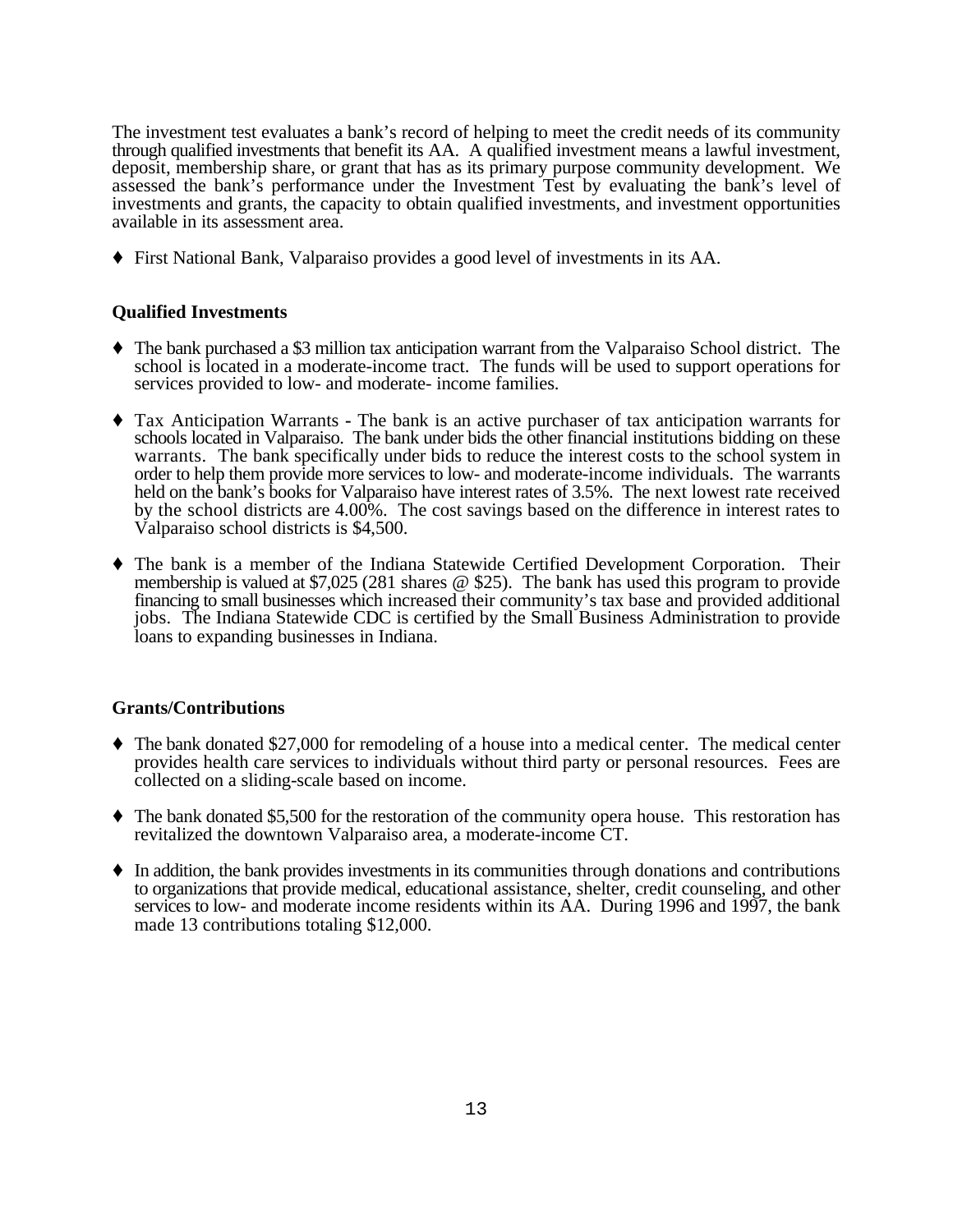The investment test evaluates a bank's record of helping to meet the credit needs of its community through qualified investments that benefit its AA. A qualified investment means a lawful investment, deposit, membership share, or grant that has as its primary purpose community development. We assessed the bank's performance under the Investment Test by evaluating the bank's level of investments and grants, the capacity to obtain qualified investments, and investment opportunities available in its assessment area.

- First National Bank, Valparaiso provides a good level of investments in its AA.

**Qualified Investments**

- The bank purchased a $3 million tax anticipation warrant from the Valparaiso School district. The school is located in a moderate-income tract. The funds will be used to support operations for services provided to low- and moderate- income families.

- Tax Anticipation Warrants - The bank is an active purchaser of tax anticipation warrants for schools located in Valparaiso. The bank under bids the other financial institutions bidding on these warrants. The bank specifically under bids to reduce the interest costs to the school system in order to help them provide more services to low- and moderate-income individuals. The warrants held on the bank's books for Valparaiso have interest rates of 3.5%. The next lowest rate received by the school districts are 4.00%. The cost savings based on the difference in interest rates to Valparaiso school districts is $4,500.

- The bank is a member of the Indiana Statewide Certified Development Corporation. Their membership is valued at $7,025 (281 shares @ $25). The bank has used this program to provide financing to small businesses which increased their community's tax base and provided additional jobs. The Indiana Statewide CDC is certified by the Small Business Administration to provide loans to expanding businesses in Indiana.

**Grants/Contributions**

- The bank donated $27,000 for remodeling of a house into a medical center. The medical center provides health care services to individuals without third party or personal resources. Fees are collected on a sliding-scale based on income.

- The bank donated $5,500 for the restoration of the community opera house. This restoration has revitalized the downtown Valparaiso area, a moderate-income CT.

- In addition, the bank provides investments in its communities through donations and contributions to organizations that provide medical, educational assistance, shelter, credit counseling, and other services to low- and moderate income residents within its AA. During 1996 and 1997, the bank made 13 contributions totaling $12,000.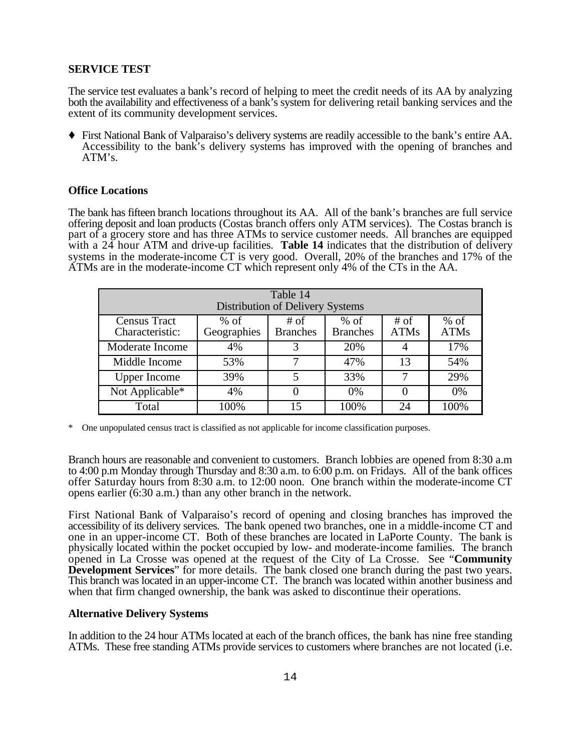**SERVICE TEST**

The service test evaluates a bank's record of helping to meet the credit needs of its AA by analyzing both the availability and effectiveness of a bank's system for delivering retail banking services and the extent of its community development services.

♦ First National Bank of Valparaiso's delivery systems are readily accessible to the bank's entire AA. Accessibility to the bank's delivery systems has improved with the opening of branches and ATM's.

**Office Locations**

The bank has fifteen branch locations throughout its AA. All of the bank's branches are full service offering deposit and loan products (Costas branch offers only ATM services). The Costas branch is part of a grocery store and has three ATMs to service customer needs. All branches are equipped with a 24 hour ATM and drive-up facilities. **Table 14** indicates that the distribution of delivery systems in the moderate-income CT is very good. Overall, 20% of the branches and 17% of the ATMs are in the moderate-income CT which represent only 4% of the CTs in the AA.

| Table 14<br>Distribution of Delivery Systems | | | | | |
|---|---|---|---|---|---|
| Census Tract Characteristic: | % of Geographies | # of Branches | % of Branches | # of ATMs | % of ATMs |
| Moderate Income | 4% | 3 | 20% | 4 | 17% |
| Middle Income | 53% | 7 | 47% | 13 | 54% |
| Upper Income | 39% | 5 | 33% | 7 | 29% |
| Not Applicable* | 4% | 0 | 0% | 0 | 0% |
| Total | 100% | 15 | 100% | 24 | 100% |

\* One unpopulated census tract is classified as not applicable for income classification purposes.

Branch hours are reasonable and convenient to customers. Branch lobbies are opened from 8:30 a.m to 4:00 p.m Monday through Thursday and 8:30 a.m. to 6:00 p.m. on Fridays. All of the bank offices offer Saturday hours from 8:30 a.m. to 12:00 noon. One branch within the moderate-income CT opens earlier (6:30 a.m.) than any other branch in the network.

First National Bank of Valparaiso's record of opening and closing branches has improved the accessibility of its delivery services. The bank opened two branches, one in a middle-income CT and one in an upper-income CT. Both of these branches are located in LaPorte County. The bank is physically located within the pocket occupied by low- and moderate-income families. The branch opened in La Crosse was opened at the request of the City of La Crosse. See "**Community Development Services**" for more details. The bank closed one branch during the past two years. This branch was located in an upper-income CT. The branch was located within another business and when that firm changed ownership, the bank was asked to discontinue their operations.

**Alternative Delivery Systems**

In addition to the 24 hour ATMs located at each of the branch offices, the bank has nine free standing ATMs. These free standing ATMs provide services to customers where branches are not located (i.e.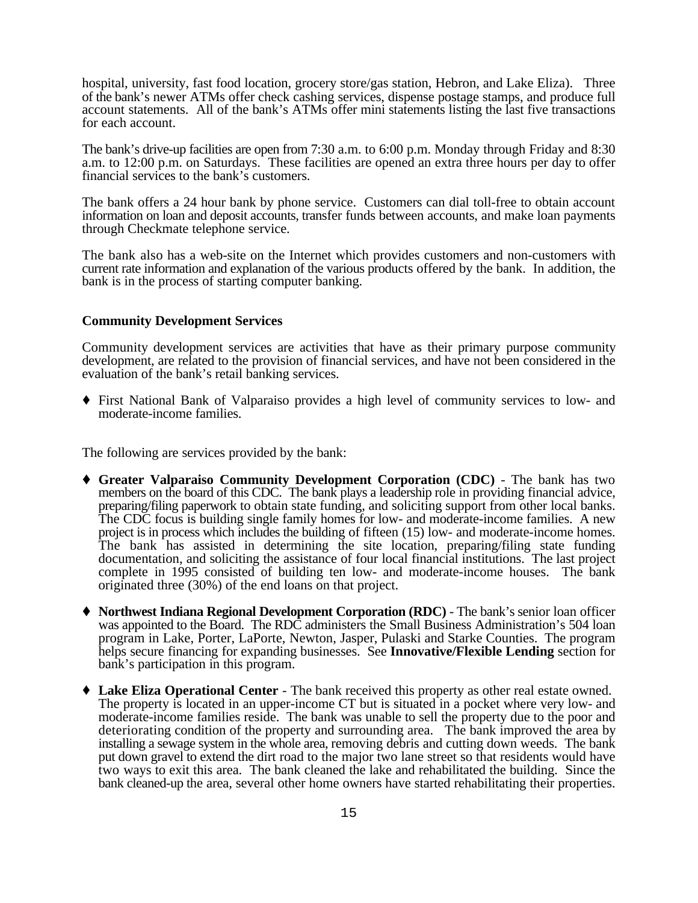hospital, university, fast food location, grocery store/gas station, Hebron, and Lake Eliza). Three of the bank's newer ATMs offer check cashing services, dispense postage stamps, and produce full account statements. All of the bank's ATMs offer mini statements listing the last five transactions for each account.

The bank's drive-up facilities are open from 7:30 a.m. to 6:00 p.m. Monday through Friday and 8:30 a.m. to 12:00 p.m. on Saturdays. These facilities are opened an extra three hours per day to offer financial services to the bank's customers.

The bank offers a 24 hour bank by phone service. Customers can dial toll-free to obtain account information on loan and deposit accounts, transfer funds between accounts, and make loan payments through Checkmate telephone service.

The bank also has a web-site on the Internet which provides customers and non-customers with current rate information and explanation of the various products offered by the bank. In addition, the bank is in the process of starting computer banking.

**Community Development Services**

Community development services are activities that have as their primary purpose community development, are related to the provision of financial services, and have not been considered in the evaluation of the bank's retail banking services.

- First National Bank of Valparaiso provides a high level of community services to low- and moderate-income families.

The following are services provided by the bank:

- **Greater Valparaiso Community Development Corporation (CDC)** - The bank has two members on the board of this CDC. The bank plays a leadership role in providing financial advice, preparing/filing paperwork to obtain state funding, and soliciting support from other local banks. The CDC focus is building single family homes for low- and moderate-income families. A new project is in process which includes the building of fifteen (15) low- and moderate-income homes. The bank has assisted in determining the site location, preparing/filing state funding documentation, and soliciting the assistance of four local financial institutions. The last project complete in 1995 consisted of building ten low- and moderate-income houses. The bank originated three (30%) of the end loans on that project.

- **Northwest Indiana Regional Development Corporation (RDC)** - The bank's senior loan officer was appointed to the Board. The RDC administers the Small Business Administration's 504 loan program in Lake, Porter, LaPorte, Newton, Jasper, Pulaski and Starke Counties. The program helps secure financing for expanding businesses. See **Innovative/Flexible Lending** section for bank's participation in this program.

- **Lake Eliza Operational Center** - The bank received this property as other real estate owned. The property is located in an upper-income CT but is situated in a pocket where very low- and moderate-income families reside. The bank was unable to sell the property due to the poor and deteriorating condition of the property and surrounding area. The bank improved the area by installing a sewage system in the whole area, removing debris and cutting down weeds. The bank put down gravel to extend the dirt road to the major two lane street so that residents would have two ways to exit this area. The bank cleaned the lake and rehabilitated the building. Since the bank cleaned-up the area, several other home owners have started rehabilitating their properties.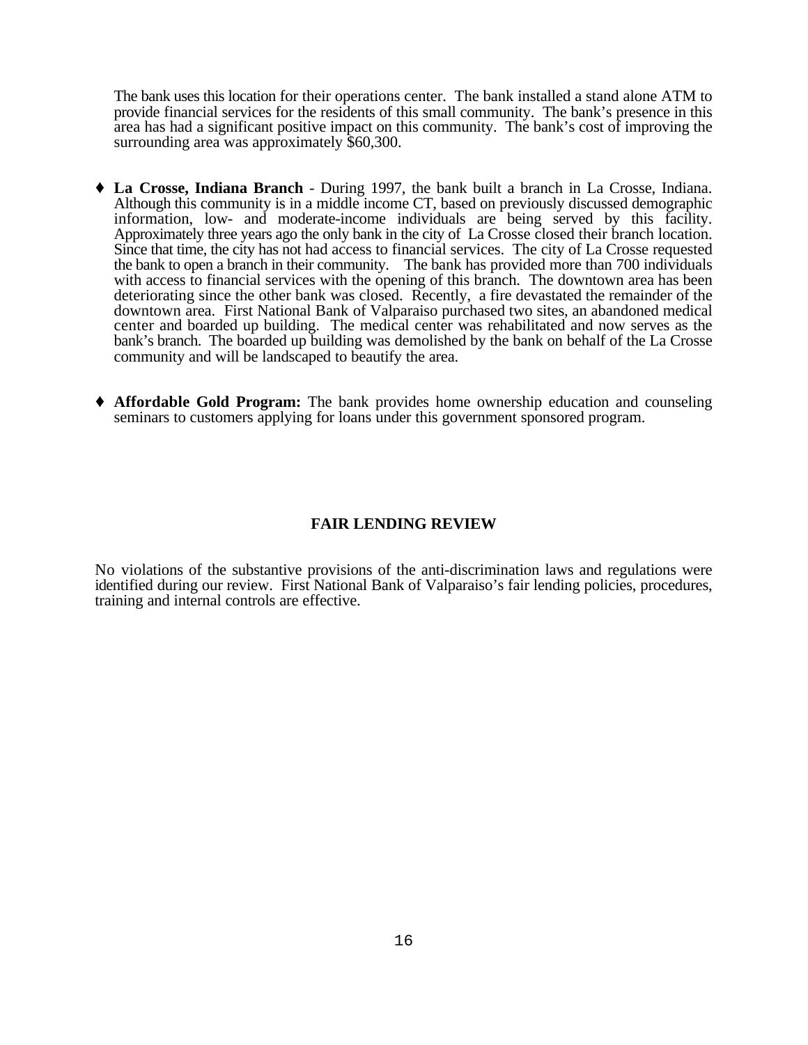The bank uses this location for their operations center. The bank installed a stand alone ATM to provide financial services for the residents of this small community. The bank's presence in this area has had a significant positive impact on this community. The bank's cost of improving the surrounding area was approximately $60,300.

- **La Crosse, Indiana Branch** - During 1997, the bank built a branch in La Crosse, Indiana. Although this community is in a middle income CT, based on previously discussed demographic information, low- and moderate-income individuals are being served by this facility. Approximately three years ago the only bank in the city of La Crosse closed their branch location. Since that time, the city has not had access to financial services. The city of La Crosse requested the bank to open a branch in their community. The bank has provided more than 700 individuals with access to financial services with the opening of this branch. The downtown area has been deteriorating since the other bank was closed. Recently, a fire devastated the remainder of the downtown area. First National Bank of Valparaiso purchased two sites, an abandoned medical center and boarded up building. The medical center was rehabilitated and now serves as the bank's branch. The boarded up building was demolished by the bank on behalf of the La Crosse community and will be landscaped to beautify the area.

- **Affordable Gold Program:** The bank provides home ownership education and counseling seminars to customers applying for loans under this government sponsored program.

## FAIR LENDING REVIEW

No violations of the substantive provisions of the anti-discrimination laws and regulations were identified during our review. First National Bank of Valparaiso's fair lending policies, procedures, training and internal controls are effective.